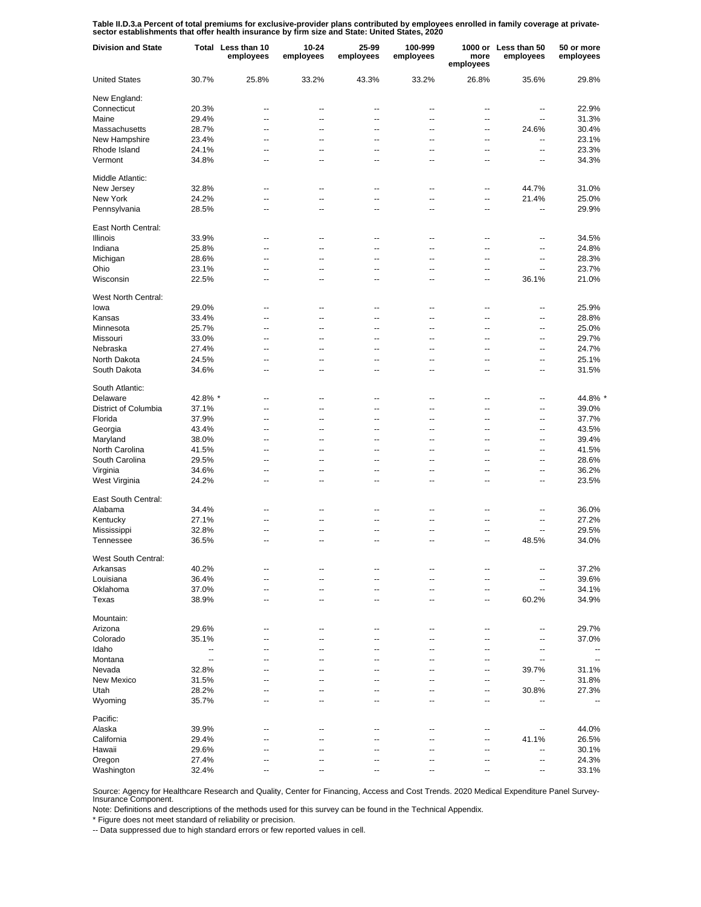**Table II.D.3.a Percent of total premiums for exclusive-provider plans contributed by employees enrolled in family coverage at private-sector establishments that offer health insurance by firm size and State: United States, 2020**

| Division and State | Total | Less than 10 employees | 10-24 employees | 25-99 employees | 100-999 employees | 1000 or more employees | Less than 50 employees | 50 or more employees |
|---|---|---|---|---|---|---|---|---|
| United States | 30.7% | 25.8% | 33.2% | 43.3% | 33.2% | 26.8% | 35.6% | 29.8% |
| New England: | | | | | | | | |
| Connecticut | 20.3% | -- | -- | -- | -- | -- | -- | 22.9% |
| Maine | 29.4% | -- | -- | -- | -- | -- | -- | 31.3% |
| Massachusetts | 28.7% | -- | -- | -- | -- | -- | 24.6% | 30.4% |
| New Hampshire | 23.4% | -- | -- | -- | -- | -- | -- | 23.1% |
| Rhode Island | 24.1% | -- | -- | -- | -- | -- | -- | 23.3% |
| Vermont | 34.8% | -- | -- | -- | -- | -- | -- | 34.3% |
| Middle Atlantic: | | | | | | | | |
| New Jersey | 32.8% | -- | -- | -- | -- | -- | 44.7% | 31.0% |
| New York | 24.2% | -- | -- | -- | -- | -- | 21.4% | 25.0% |
| Pennsylvania | 28.5% | -- | -- | -- | -- | -- | -- | 29.9% |
| East North Central: | | | | | | | | |
| Illinois | 33.9% | -- | -- | -- | -- | -- | -- | 34.5% |
| Indiana | 25.8% | -- | -- | -- | -- | -- | -- | 24.8% |
| Michigan | 28.6% | -- | -- | -- | -- | -- | -- | 28.3% |
| Ohio | 23.1% | -- | -- | -- | -- | -- | -- | 23.7% |
| Wisconsin | 22.5% | -- | -- | -- | -- | -- | 36.1% | 21.0% |
| West North Central: | | | | | | | | |
| Iowa | 29.0% | -- | -- | -- | -- | -- | -- | 25.9% |
| Kansas | 33.4% | -- | -- | -- | -- | -- | -- | 28.8% |
| Minnesota | 25.7% | -- | -- | -- | -- | -- | -- | 25.0% |
| Missouri | 33.0% | -- | -- | -- | -- | -- | -- | 29.7% |
| Nebraska | 27.4% | -- | -- | -- | -- | -- | -- | 24.7% |
| North Dakota | 24.5% | -- | -- | -- | -- | -- | -- | 25.1% |
| South Dakota | 34.6% | -- | -- | -- | -- | -- | -- | 31.5% |
| South Atlantic: | | | | | | | | |
| Delaware | 42.8% * | -- | -- | -- | -- | -- | -- | 44.8% * |
| District of Columbia | 37.1% | -- | -- | -- | -- | -- | -- | 39.0% |
| Florida | 37.9% | -- | -- | -- | -- | -- | -- | 37.7% |
| Georgia | 43.4% | -- | -- | -- | -- | -- | -- | 43.5% |
| Maryland | 38.0% | -- | -- | -- | -- | -- | -- | 39.4% |
| North Carolina | 41.5% | -- | -- | -- | -- | -- | -- | 41.5% |
| South Carolina | 29.5% | -- | -- | -- | -- | -- | -- | 28.6% |
| Virginia | 34.6% | -- | -- | -- | -- | -- | -- | 36.2% |
| West Virginia | 24.2% | -- | -- | -- | -- | -- | -- | 23.5% |
| East South Central: | | | | | | | | |
| Alabama | 34.4% | -- | -- | -- | -- | -- | -- | 36.0% |
| Kentucky | 27.1% | -- | -- | -- | -- | -- | -- | 27.2% |
| Mississippi | 32.8% | -- | -- | -- | -- | -- | -- | 29.5% |
| Tennessee | 36.5% | -- | -- | -- | -- | -- | 48.5% | 34.0% |
| West South Central: | | | | | | | | |
| Arkansas | 40.2% | -- | -- | -- | -- | -- | -- | 37.2% |
| Louisiana | 36.4% | -- | -- | -- | -- | -- | -- | 39.6% |
| Oklahoma | 37.0% | -- | -- | -- | -- | -- | -- | 34.1% |
| Texas | 38.9% | -- | -- | -- | -- | -- | 60.2% | 34.9% |
| Mountain: | | | | | | | | |
| Arizona | 29.6% | -- | -- | -- | -- | -- | -- | 29.7% |
| Colorado | 35.1% | -- | -- | -- | -- | -- | -- | 37.0% |
| Idaho | -- | -- | -- | -- | -- | -- | -- | -- |
| Montana | -- | -- | -- | -- | -- | -- | -- | -- |
| Nevada | 32.8% | -- | -- | -- | -- | -- | 39.7% | 31.1% |
| New Mexico | 31.5% | -- | -- | -- | -- | -- | -- | 31.8% |
| Utah | 28.2% | -- | -- | -- | -- | -- | 30.8% | 27.3% |
| Wyoming | 35.7% | -- | -- | -- | -- | -- | -- | -- |
| Pacific: | | | | | | | | |
| Alaska | 39.9% | -- | -- | -- | -- | -- | -- | 44.0% |
| California | 29.4% | -- | -- | -- | -- | -- | 41.1% | 26.5% |
| Hawaii | 29.6% | -- | -- | -- | -- | -- | -- | 30.1% |
| Oregon | 27.4% | -- | -- | -- | -- | -- | -- | 24.3% |
| Washington | 32.4% | -- | -- | -- | -- | -- | -- | 33.1% |

Source: Agency for Healthcare Research and Quality, Center for Financing, Access and Cost Trends. 2020 Medical Expenditure Panel Survey-Insurance Component.

Note: Definitions and descriptions of the methods used for this survey can be found in the Technical Appendix.

* Figure does not meet standard of reliability or precision.

-- Data suppressed due to high standard errors or few reported values in cell.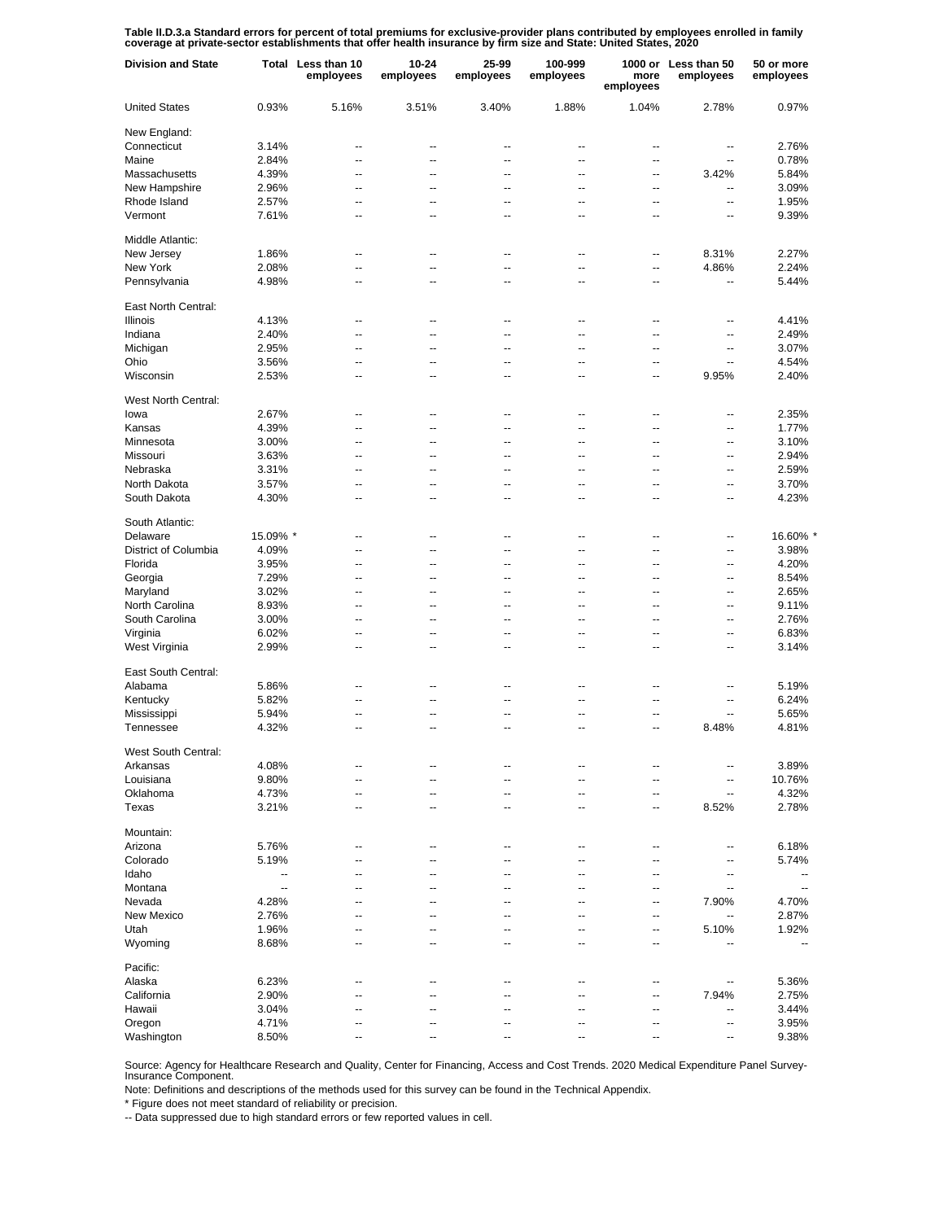**Table II.D.3.a Standard errors for percent of total premiums for exclusive-provider plans contributed by employees enrolled in family coverage at private-sector establishments that offer health insurance by firm size and State: United States, 2020**

| Division and State | Total | Less than 10 employees | 10-24 employees | 25-99 employees | 100-999 employees | 1000 or more employees | Less than 50 employees | 50 or more employees |
|---|---|---|---|---|---|---|---|---|
| United States | 0.93% | 5.16% | 3.51% | 3.40% | 1.88% | 1.04% | 2.78% | 0.97% |
| New England: | | | | | | | | |
| Connecticut | 3.14% | -- | -- | -- | -- | -- | -- | 2.76% |
| Maine | 2.84% | -- | -- | -- | -- | -- | -- | 0.78% |
| Massachusetts | 4.39% | -- | -- | -- | -- | -- | 3.42% | 5.84% |
| New Hampshire | 2.96% | -- | -- | -- | -- | -- | -- | 3.09% |
| Rhode Island | 2.57% | -- | -- | -- | -- | -- | -- | 1.95% |
| Vermont | 7.61% | -- | -- | -- | -- | -- | -- | 9.39% |
| Middle Atlantic: | | | | | | | | |
| New Jersey | 1.86% | -- | -- | -- | -- | -- | 8.31% | 2.27% |
| New York | 2.08% | -- | -- | -- | -- | -- | 4.86% | 2.24% |
| Pennsylvania | 4.98% | -- | -- | -- | -- | -- | -- | 5.44% |
| East North Central: | | | | | | | | |
| Illinois | 4.13% | -- | -- | -- | -- | -- | -- | 4.41% |
| Indiana | 2.40% | -- | -- | -- | -- | -- | -- | 2.49% |
| Michigan | 2.95% | -- | -- | -- | -- | -- | -- | 3.07% |
| Ohio | 3.56% | -- | -- | -- | -- | -- | -- | 4.54% |
| Wisconsin | 2.53% | -- | -- | -- | -- | -- | 9.95% | 2.40% |
| West North Central: | | | | | | | | |
| Iowa | 2.67% | -- | -- | -- | -- | -- | -- | 2.35% |
| Kansas | 4.39% | -- | -- | -- | -- | -- | -- | 1.77% |
| Minnesota | 3.00% | -- | -- | -- | -- | -- | -- | 3.10% |
| Missouri | 3.63% | -- | -- | -- | -- | -- | -- | 2.94% |
| Nebraska | 3.31% | -- | -- | -- | -- | -- | -- | 2.59% |
| North Dakota | 3.57% | -- | -- | -- | -- | -- | -- | 3.70% |
| South Dakota | 4.30% | -- | -- | -- | -- | -- | -- | 4.23% |
| South Atlantic: | | | | | | | | |
| Delaware | 15.09% * | -- | -- | -- | -- | -- | -- | 16.60% * |
| District of Columbia | 4.09% | -- | -- | -- | -- | -- | -- | 3.98% |
| Florida | 3.95% | -- | -- | -- | -- | -- | -- | 4.20% |
| Georgia | 7.29% | -- | -- | -- | -- | -- | -- | 8.54% |
| Maryland | 3.02% | -- | -- | -- | -- | -- | -- | 2.65% |
| North Carolina | 8.93% | -- | -- | -- | -- | -- | -- | 9.11% |
| South Carolina | 3.00% | -- | -- | -- | -- | -- | -- | 2.76% |
| Virginia | 6.02% | -- | -- | -- | -- | -- | -- | 6.83% |
| West Virginia | 2.99% | -- | -- | -- | -- | -- | -- | 3.14% |
| East South Central: | | | | | | | | |
| Alabama | 5.86% | -- | -- | -- | -- | -- | -- | 5.19% |
| Kentucky | 5.82% | -- | -- | -- | -- | -- | -- | 6.24% |
| Mississippi | 5.94% | -- | -- | -- | -- | -- | -- | 5.65% |
| Tennessee | 4.32% | -- | -- | -- | -- | -- | 8.48% | 4.81% |
| West South Central: | | | | | | | | |
| Arkansas | 4.08% | -- | -- | -- | -- | -- | -- | 3.89% |
| Louisiana | 9.80% | -- | -- | -- | -- | -- | -- | 10.76% |
| Oklahoma | 4.73% | -- | -- | -- | -- | -- | -- | 4.32% |
| Texas | 3.21% | -- | -- | -- | -- | -- | 8.52% | 2.78% |
| Mountain: | | | | | | | | |
| Arizona | 5.76% | -- | -- | -- | -- | -- | -- | 6.18% |
| Colorado | 5.19% | -- | -- | -- | -- | -- | -- | 5.74% |
| Idaho | -- | -- | -- | -- | -- | -- | -- | -- |
| Montana | -- | -- | -- | -- | -- | -- | -- | -- |
| Nevada | 4.28% | -- | -- | -- | -- | -- | 7.90% | 4.70% |
| New Mexico | 2.76% | -- | -- | -- | -- | -- | -- | 2.87% |
| Utah | 1.96% | -- | -- | -- | -- | -- | 5.10% | 1.92% |
| Wyoming | 8.68% | -- | -- | -- | -- | -- | -- | -- |
| Pacific: | | | | | | | | |
| Alaska | 6.23% | -- | -- | -- | -- | -- | -- | 5.36% |
| California | 2.90% | -- | -- | -- | -- | -- | 7.94% | 2.75% |
| Hawaii | 3.04% | -- | -- | -- | -- | -- | -- | 3.44% |
| Oregon | 4.71% | -- | -- | -- | -- | -- | -- | 3.95% |
| Washington | 8.50% | -- | -- | -- | -- | -- | -- | 9.38% |

Source: Agency for Healthcare Research and Quality, Center for Financing, Access and Cost Trends. 2020 Medical Expenditure Panel Survey-Insurance Component.

Note: Definitions and descriptions of the methods used for this survey can be found in the Technical Appendix.

* Figure does not meet standard of reliability or precision.

-- Data suppressed due to high standard errors or few reported values in cell.